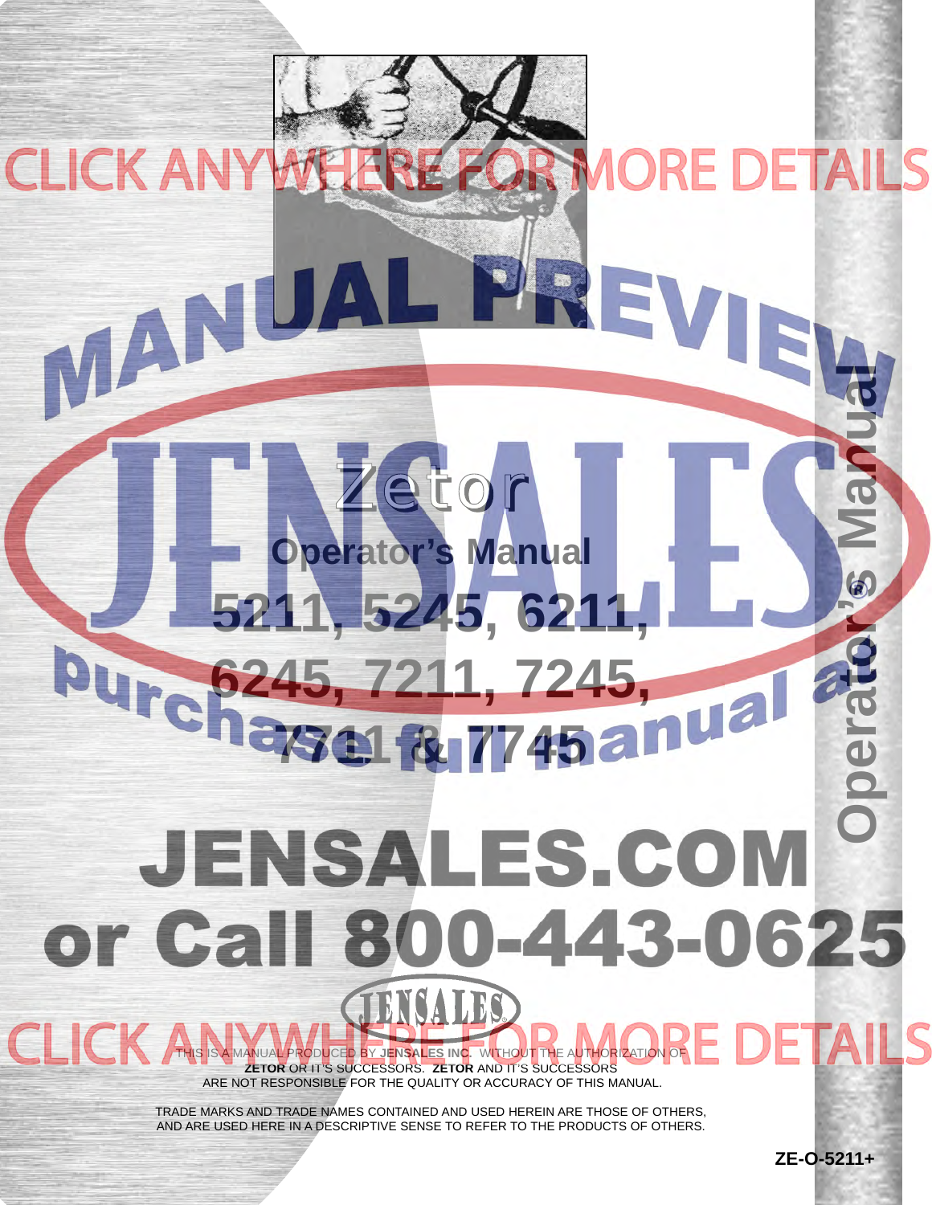CLICK ANYWHERE FOR MORE DETAILS

MANUAL PREVIEW

# Zetor

## Operator's Manual

# 5211, 5245, 6211, 6245, 7211, 7245, 7711 & 7745

purchase full manual at

# JENSALES.COM

# or Call 800-443-0625

Operator's Manual

CLICK ANYWHERE FOR MORE DETAILS

THIS IS A MANUAL PRODUCED BY **JENSALES INC.** WITHOUT THE AUTHORIZATION OF **ZETOR** OR IT'S SUCCESSORS. **ZETOR** AND IT'S SUCCESSORS ARE NOT RESPONSIBLE FOR THE QUALITY OR ACCURACY OF THIS MANUAL.

TRADE MARKS AND TRADE NAMES CONTAINED AND USED HEREIN ARE THOSE OF OTHERS, AND ARE USED HERE IN A DESCRIPTIVE SENSE TO REFER TO THE PRODUCTS OF OTHERS.

**ZE-O-5211+**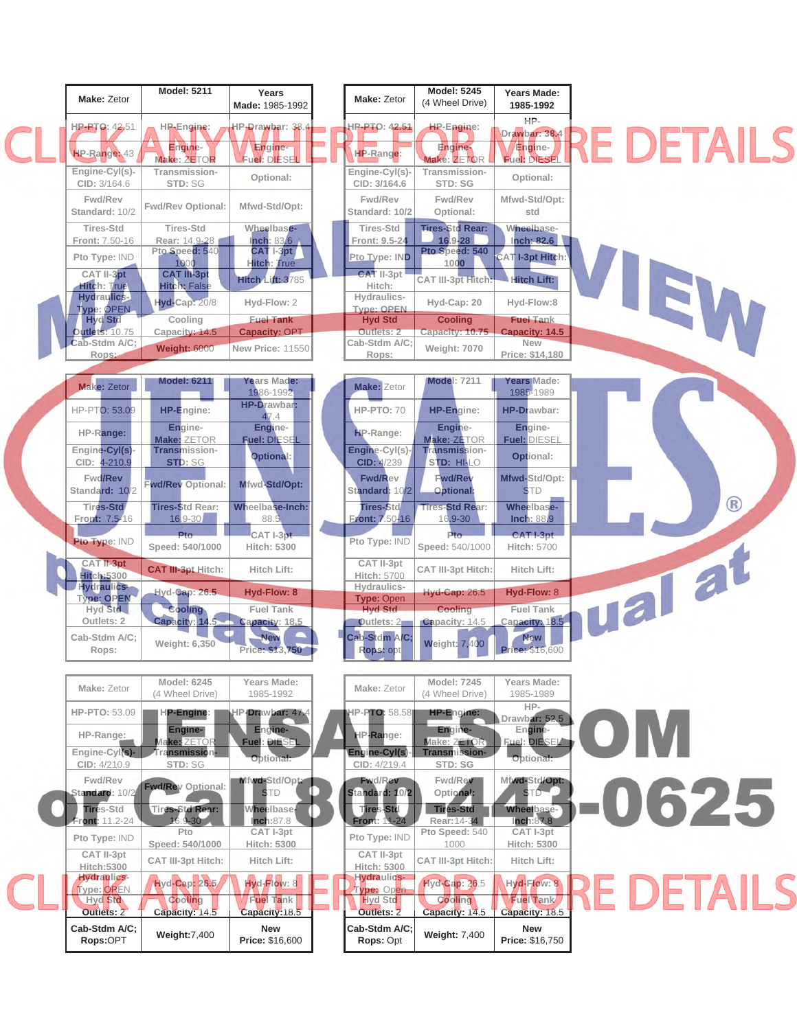| Make: Zetor | Model: 5211 | Years Made: 1985-1992 |
|---|---|---|
| HP-PTO: 42.51 | HP-Engine: | HP-Drawbar: 38.4 |
| HP-Range: 43 | Engine-Make: ZETOR | Engine-Fuel: DIESEL |
| Engine-Cyl(s)-CID: 3/164.6 | Transmission-STD: SG | Optional: |
| Fwd/Rev Standard: 10/2 | Fwd/Rev Optional: | Mfwd-Std/Opt: |
| Tires-Std Front: 7.50-16 | Tires-Std Rear: 14.9-28 | Wheelbase-Inch: 83.6 |
| Pto Type: IND | Pto Speed: 540 1000 | CAT I-3pt Hitch: True |
| CAT II-3pt Hitch: True | CAT III-3pt Hitch: False | Hitch Lift: 3785 |
| Hydraulics-Type: OPEN | Hyd-Cap: 20/8 | Hyd-Flow: 2 |
| Hyd Std Outlets: 10.75 | Cooling Capacity: 14.5 | Fuel Tank Capacity: OPT |
| Cab-Stdm A/C; Rops: | Weight: 6000 | New Price: 11550 |

| Make: Zetor | Model: 5245 (4 Wheel Drive) | Years Made: 1985-1992 |
|---|---|---|
| HP-PTO: 42.51 | HP-Engine: | HP-Drawbar: 38.4 |
| HP-Range: | Engine-Make: ZETOR | Engine-Fuel: DIESEL |
| Engine-Cyl(s)-CID: 3/164.6 | Transmission-STD: SG | Optional: |
| Fwd/Rev Standard: 10/2 | Fwd/Rev Optional: | Mfwd-Std/Opt: std |
| Tires-Std Front: 9.5-24 | Tires-Std Rear: 16.9-28 | Wheelbase-Inch: 82.6 |
| Pto Type: IND | Pto Speed: 540 1000 | CAT I-3pt Hitch: |
| CAT II-3pt Hitch: | CAT III-3pt Hitch: | Hitch Lift: |
| Hydraulics-Type: OPEN | Hyd-Cap: 20 | Hyd-Flow: 8 |
| Hyd Std Outlets: 2 | Cooling Capacity: 10.75 | Fuel Tank Capacity: 14.5 |
| Cab-Stdm A/C; Rops: | Weight: 7070 | New Price: $14,180 |

| Make: Zetor | Model: 6211 | Years Made: 1986-1992 |
|---|---|---|
| HP-PTO: 53.09 | HP-Engine: | HP-Drawbar: 47.4 |
| HP-Range: | Engine-Make: ZETOR | Engine-Fuel: DIESEL |
| Engine-Cyl(s)-CID: 4-210.9 | Transmission-STD: SG | Optional: |
| Fwd/Rev Standard: 10/2 | Fwd/Rev Optional: | Mfwd-Std/Opt: |
| Tires-Std Front: 7.5-16 | Tires-Std Rear: 16.9-30 | Wheelbase-Inch: 88.5 |
| Pto Type: IND | Pto Speed: 540/1000 | CAT I-3pt Hitch: 5300 |
| CAT II-3pt Hitch: 5300 | CAT III-3pt Hitch: | Hitch Lift: |
| Hydraulics-Type: OPEN | Hyd-Cap: 26.5 | Hyd-Flow: 8 |
| Hyd Std Outlets: 2 | Cooling Capacity: 14.5 | Fuel Tank Capacity: 18.5 |
| Cab-Stdm A/C; Rops: | Weight: 6,350 | New Price: $13,750 |

| Make: Zetor | Model: 7211 | Years Made: 1985-1989 |
|---|---|---|
| HP-PTO: 70 | HP-Engine: | HP-Drawbar: |
| HP-Range: | Engine-Make: ZETOR | Engine-Fuel: DIESEL |
| Engine-Cyl(s)-CID: 4/239 | Transmission-STD: HI-LO | Optional: |
| Fwd/Rev Standard: 10/2 | Fwd/Rev Optional: | Mfwd-Std/Opt: STD |
| Tires-Std Front: 7.50-16 | Tires-Std Rear: 16.9-30 | Wheelbase-Inch: 88.9 |
| Pto Type: IND | Pto Speed: 540/1000 | CAT I-3pt Hitch: 5700 |
| CAT II-3pt Hitch: 5700 | CAT III-3pt Hitch: | Hitch Lift: |
| Hydraulics-Type: Open | Hyd-Cap: 26.5 | Hyd-Flow: 8 |
| Hyd Std Outlets: 2 | Cooling Capacity: 14.5 | Fuel Tank Capacity: 18.5 |
| Cab-Stdm A/C; Rops: opt | Weight: 7,400 | New Price: $16,600 |

| Make: Zetor | Model: 6245 (4 Wheel Drive) | Years Made: 1985-1992 |
|---|---|---|
| HP-PTO: 53.09 | HP-Engine: | HP-Drawbar: 47.4 |
| HP-Range: | Engine-Make: ZETOR | Engine-Fuel: DIESEL |
| Engine-Cyl(s)-CID: 4/210.9 | Transmission-STD: SG | Optional: |
| Fwd/Rev Standard: 10/2 | Fwd/Rev Optional: | Mfwd-Std/Opt: STD |
| Tires-Std Front: 11.2-24 | Tires-Std Rear: 16.9-30 | Wheelbase-Inch: 87.8 |
| Pto Type: IND | Pto Speed: 540/1000 | CAT I-3pt Hitch: 5300 |
| CAT II-3pt Hitch: 5300 | CAT III-3pt Hitch: | Hitch Lift: |
| Hydraulics-Type: OPEN | Hyd-Cap: 26.5 | Hyd-Flow: 8 |
| Hyd Std Outlets: 2 | Cooling Capacity: 14.5 | Fuel Tank Capacity: 18.5 |
| Cab-Stdm A/C; Rops: OPT | Weight: 7,400 | New Price: $16,600 |

| Make: Zetor | Model: 7245 (4 Wheel Drive) | Years Made: 1985-1989 |
|---|---|---|
| HP-PTO: 58.58 | HP-Engine: | HP-Drawbar: 52.5 |
| HP-Range: | Engine-Make: ZETOR | Engine-Fuel: DIESEL |
| Engine-Cyl(s)-CID: 4/219.4 | Transmission-STD: SG | Optional: |
| Fwd/Rev Standard: 10/2 | Fwd/Rev Optional: | Mfwd-Std/Opt: STD |
| Tires-Std Front: 11-24 | Tires-Std Rear: 14-34 | Wheelbase-Inch: 87.8 |
| Pto Type: IND | Pto Speed: 540 1000 | CAT I-3pt Hitch: 5300 |
| CAT II-3pt Hitch: 5300 | CAT III-3pt Hitch: | Hitch Lift: |
| Hydraulics-Type: Open | Hyd-Cap: 26.5 | Hyd-Flow: 8 |
| Hyd Std Outlets: 2 | Cooling Capacity: 14.5 | Fuel Tank Capacity: 18.5 |
| Cab-Stdm A/C; Rops: Opt | Weight: 7,400 | New Price: $16,750 |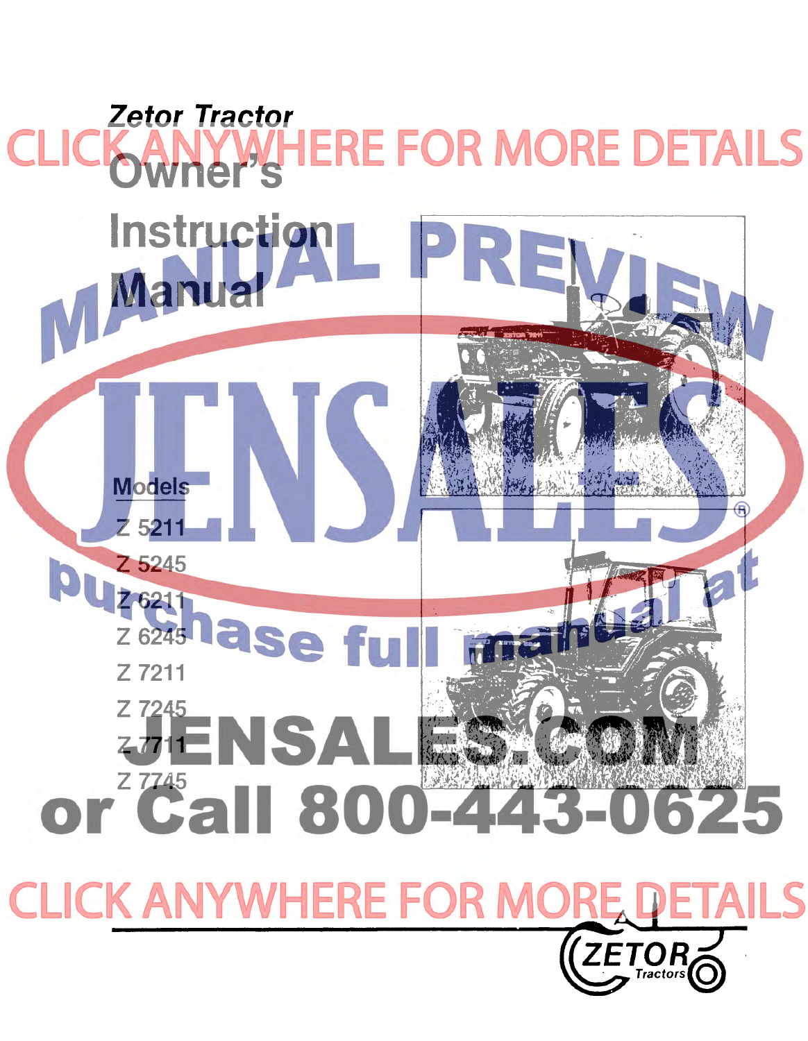*Zetor Tractor*

# Owner's Instruction Manual

CLICK ANYWHERE FOR MORE DETAILS

MANUAL PREVIEW

JENSALES®

purchase full manual at

JENSALES.COM

or Call 800-443-0625

CLICK ANYWHERE FOR MORE DETAILS

**Models**

Z 5211

Z 5245

Z 6211

Z 6245

Z 7211

Z 7245

Z 7711

Z 7745

ZETOR Tractors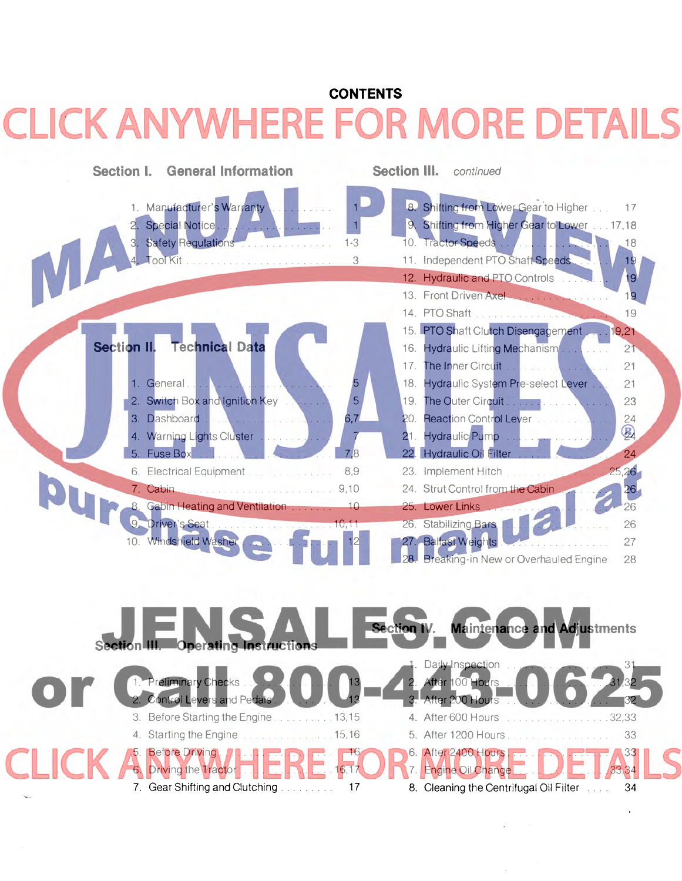# CONTENTS

CLICK ANYWHERE FOR MORE DETAILS

## Section I. General Information

1. Manufacturer's Warranty ........ 1
2. Special Notice ........ 1
3. Safety Regulations ........ 1-3
4. Tool Kit ........ 3

## Section II. Technical Data

1. General ........ 5
2. Switch Box and Ignition Key ........ 5
3. Dashboard ........ 6,7
4. Warning Lights Cluster ........ 7
5. Fuse Box ........ 7,8
6. Electrical Equipment ........ 8,9
7. Cabin ........ 9,10
8. Cabin Heating and Ventilation ........ 10
9. Driver's Seat ........ 10,11
10. Windshield Washer ........ 12

## Section III. Operating Instructions

1. Preliminary Checks ........ 13
2. Control Levers and Pedals ........ 13
3. Before Starting the Engine ........ 13,15
4. Starting the Engine ........ 15,16
5. Before Driving ........ 16
6. Driving the Tractor ........ 16,17
7. Gear Shifting and Clutching ........ 17
8. Shifting from Lower Gear to Higher ........ 17
9. Shifting from Higher Gear to Lower ........ 17,18
10. Tractor Speeds ........ 18
11. Independent PTO Shaft Speeds ........ 19
12. Hydraulic and PTO Controls ........ 19
13. Front Driven Axel ........ 19
14. PTO Shaft ........ 19
15. PTO Shaft Clutch Disengagement ........ 19,21
16. Hydraulic Lifting Mechanism ........ 21
17. The Inner Circuit ........ 21
18. Hydraulic System Pre-select Lever ........ 21
19. The Outer Circuit ........ 23
20. Reaction Control Lever ........ 24
21. Hydraulic Pump ........ 24
22. Hydraulic Oil Filter ........ 24
23. Implement Hitch ........ 25,26
24. Strut Control from the Cabin ........ 26
25. Lower Links ........ 26
26. Stabilizing Bars ........ 26
27. Ballast Weights ........ 27
28. Breaking-in New or Overhauled Engine ........ 28

## Section IV. Maintenance and Adjustments

1. Daily Inspection ........ 31
2. After 100 Hours ........ 31,32
3. After 200 Hours ........ 32
4. After 600 Hours ........ 32,33
5. After 1200 Hours ........ 33
6. After 2400 Hours ........ 33
7. Engine Oil Change ........ 33,34
8. Cleaning the Centrifugal Oil Filter ........ 34

MANUAL PREVIEW — JENSALES — purchase full manual at JENSALES.COM or Call 800-443-0625

CLICK ANYWHERE FOR MORE DETAILS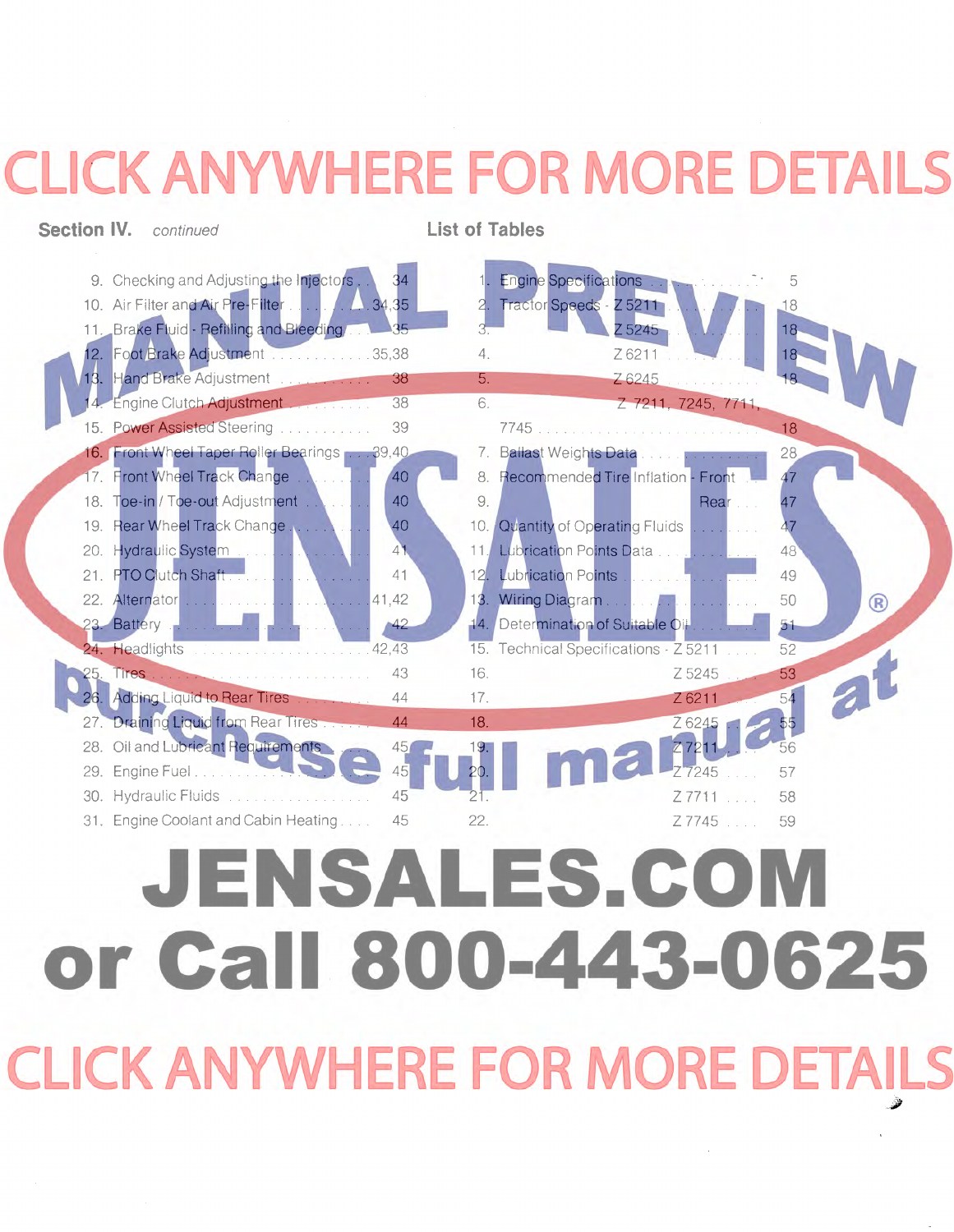CLICK ANYWHERE FOR MORE DETAILS

**Section IV.** *continued*

9. Checking and Adjusting the Injectors . . 34
10. Air Filter and Air Pre-Filter . . . . . 34,35
11. Brake Fluid - Refilling and Bleeding . . . 35
12. Foot Brake Adjustment . . . . . . . . . . . 35,38
13. Hand Brake Adjustment . . . . . . . . . 38
14. Engine Clutch Adjustment . . . . . . . . 38
15. Power Assisted Steering . . . . . . . . . 39
16. Front Wheel Taper Roller Bearings . . . 39,40
17. Front Wheel Track Change . . . . . . . 40
18. Toe-in / Toe-out Adjustment . . . . . . 40
19. Rear Wheel Track Change . . . . . . . . 40
20. Hydraulic System . . . . . . . . . . . . . 41
21. PTO Clutch Shaft . . . . . . . . . . . . . 41
22. Alternator . . . . . . . . . . . . . . . . . 41,42
23. Battery . . . . . . . . . . . . . . . . . . . 42
24. Headlights . . . . . . . . . . . . . . . . . 42,43
25. Tires . . . . . . . . . . . . . . . . . . . . 43
26. Adding Liquid to Rear Tires . . . . . . 44
27. Draining Liquid from Rear Tires . . . . 44
28. Oil and Lubricant Requirements . . . . 45
29. Engine Fuel . . . . . . . . . . . . . . . . 45
30. Hydraulic Fluids . . . . . . . . . . . . . 45
31. Engine Coolant and Cabin Heating . . . . 45

## List of Tables

1. Engine Specifications . . . . . . . . . 5
2. Tractor Speeds - Z 5211 . . . . . . . 18
3. Z 5245 . . . . . . . 18
4. Z 6211 . . . . . . . 18
5. Z 6245 . . . . . . . 18
6. Z 7211, 7245, 7711, 7745 . . . . . . . 18
7. Ballast Weights Data . . . . . . . . . 28
8. Recommended Tire Inflation - Front . . 47
9. Rear . . . 47
10. Quantity of Operating Fluids . . . . . 47
11. Lubrication Points Data . . . . . . . 48
12. Lubrication Points . . . . . . . . . . 49
13. Wiring Diagram . . . . . . . . . . . . 50
14. Determination of Suitable Oil . . . . 51
15. Technical Specifications - Z 5211 . . . . 52
16. Z 5245 . . . . 53
17. Z 6211 . . . . 54
18. Z 6245 . . . . 55
19. Z 7211 . . . . 56
20. Z 7245 . . . . 57
21. Z 7711 . . . . 58
22. Z 7745 . . . . 59

MANUAL PREVIEW

JENSALES®

purchase full manual at

JENSALES.COM

or Call 800-443-0625

CLICK ANYWHERE FOR MORE DETAILS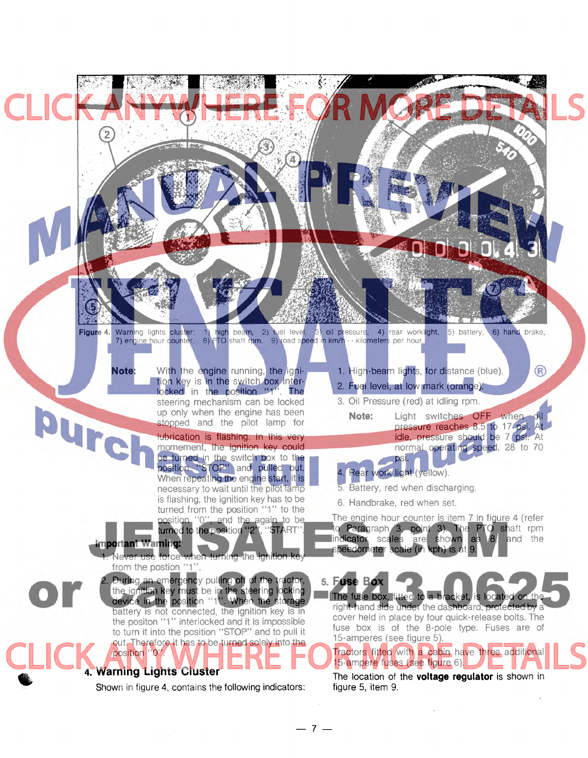**Figure 4.** Warning lights cluster: 1) high beam, 2) fuel level, 3) oil pressure, 4) rear worklight, 5) battery, 6) hand brake, 7) engine hour counter, 8) PTO shaft rpm, 9) road speed in km/h - - kilometers per hour.

**Note:** With the engine running, the ignition key is in the switch box interlocked in the position "1". The steering mechanism can be locked up only when the engine has been stopped and the pilot lamp for lubrication is flashing. In this very momement, the ignition key could be turned in the switch box to the position "STOP" and pulled out. When repeating the engine start, it is necessary to wait until the pilot lamp is flashing, the ignition key has to be turned from the position "1" to the position "0", and the again to be turned to the position "2", "START".

**Important Warning:**

1. Never use force when turning the ignition key from the postion "1".
2. During an emergency pulling off of the tractor, the ignition key must be in the steering locking device in the position "1". When the storage battery is not connected, the ignition key is in the positon "1" interlocked and it is impossible to turn it into the position "STOP" and to pull it out. Therefore it has to be turned solely into the position "0".

## 4. Warning Lights Cluster

Shown in figure 4, contains the following indicators:

1. High-beam lights, for distance (blue).
2. Fuel level, at low mark (orange).
3. Oil Pressure (red) at idling rpm.

   **Note:** Light switches OFF when oil pressure reaches 8.5 to 17 psi. At idle, pressure should be 7 psi. At normal operating speed, 28 to 70 psi.

4. Rear work light (yellow).
5. Battery, red when discharging.
6. Handbrake, red when set.

The engine hour counter is item 7 in figure 4 (refer to Paragraph 3, point 3). The PTO shaft rpm indicator scales are shown as 8, and the speedometer scale (in kph) is at 9.

## 5. Fuse Box

The fuse box, fitted to a bracket, is located on the right-hand side under the dashboard, protected by a cover held in place by four quick-release bolts. The fuse box is of the 8-pole type. Fuses are of 15-amperes (see figure 5).

Tractors fitted with a cabin have three additional 15-ampere fuses (see figure 6).

The location of the **voltage regulator** is shown in figure 5, item 9.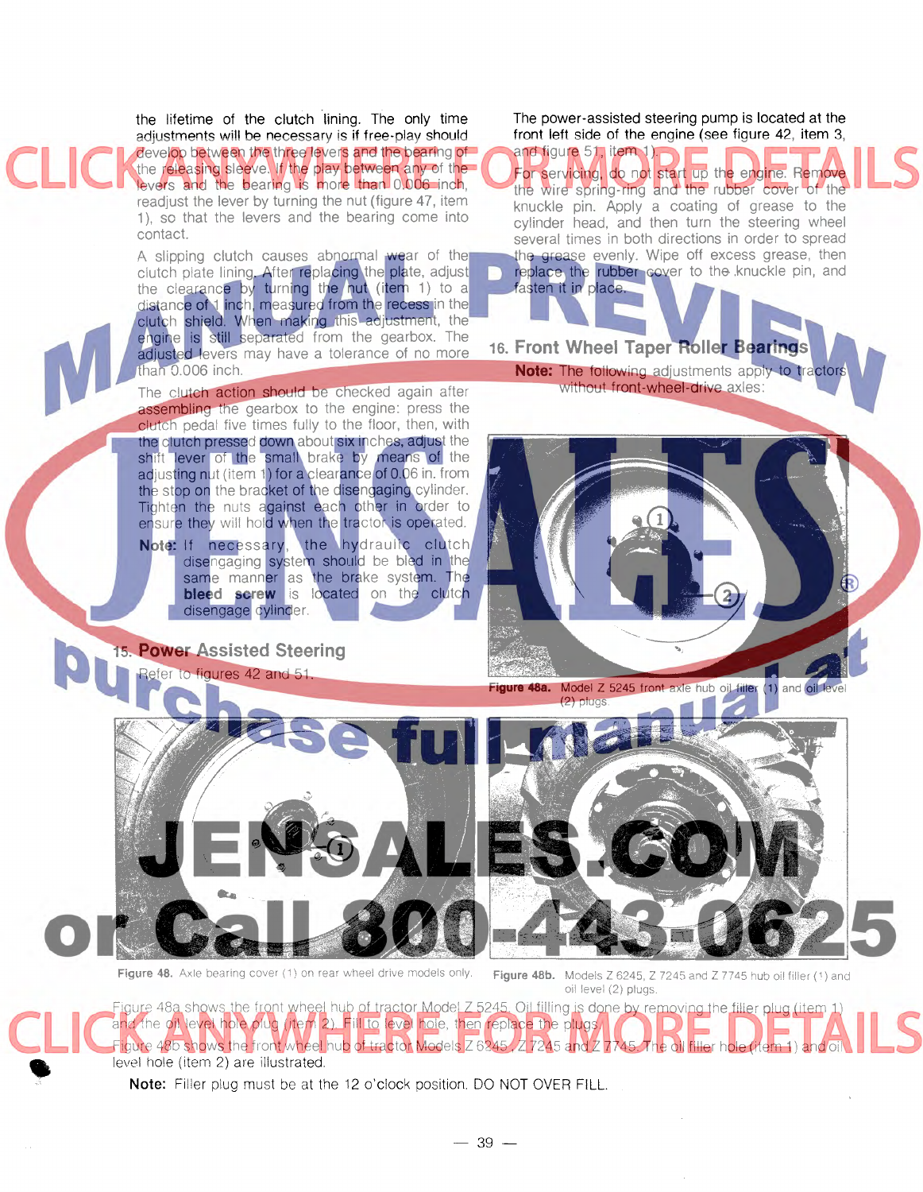the lifetime of the clutch lining. The only time adjustments will be necessary is if free-play should develop between the three levers and the bearing of the releasing sleeve. If the play between any of the levers and the bearing is more than 0.006 inch, readjust the lever by turning the nut (figure 47, item 1), so that the levers and the bearing come into contact.

A slipping clutch causes abnormal wear of the clutch plate lining. After replacing the plate, adjust the clearance by turning the nut (item 1) to a distance of 1 inch, measured from the recess in the clutch shield. When making this adjustment, the engine is still separated from the gearbox. The adjusted levers may have a tolerance of no more than 0.006 inch.

The clutch action should be checked again after assembling the gearbox to the engine: press the clutch pedal five times fully to the floor, then, with the clutch pressed down about six inches, adjust the shift lever of the small brake by means of the adjusting nut (item 1) for a clearance of 0.06 in. from the stop on the bracket of the disengaging cylinder. Tighten the nuts against each other in order to ensure they will hold when the tractor is operated.

**Note:** If necessary, the hydraulic clutch disengaging system should be bled in the same manner as the brake system. The **bleed screw** is located on the clutch disengage cylinder.

## 15. Power Assisted Steering

Refer to figures 42 and 51.

The power-assisted steering pump is located at the front left side of the engine (see figure 42, item 3, and figure 51, item 1).

For servicing, do not start up the engine. Remove the wire spring-ring and the rubber cover of the knuckle pin. Apply a coating of grease to the cylinder head, and then turn the steering wheel several times in both directions in order to spread the grease evenly. Wipe off excess grease, then replace the rubber cover to the knuckle pin, and fasten it in place.

## 16. Front Wheel Taper Roller Bearings

**Note:** The following adjustments apply to tractors without front-wheel-drive axles:

**Figure 48a.** Model Z 5245 front axle hub oil filler (1) and oil level (2) plugs.

**Figure 48.** Axle bearing cover (1) on rear wheel drive models only.

**Figure 48b.** Models Z 6245, Z 7245 and Z 7745 hub oil filler (1) and oil level (2) plugs.

Figure 48a shows the front wheel hub of tractor Model Z 5245. Oil filling is done by removing the filler plug (item 1) and the oil level hole plug (item 2). Fill to level hole, then replace the plugs.

Figure 48b shows the front wheel hub of tractor Models Z 6245, Z 7245 and Z 7745. The oil filler hole (item 1) and oil level hole (item 2) are illustrated.

**Note:** Filler plug must be at the 12 o'clock position. DO NOT OVER FILL.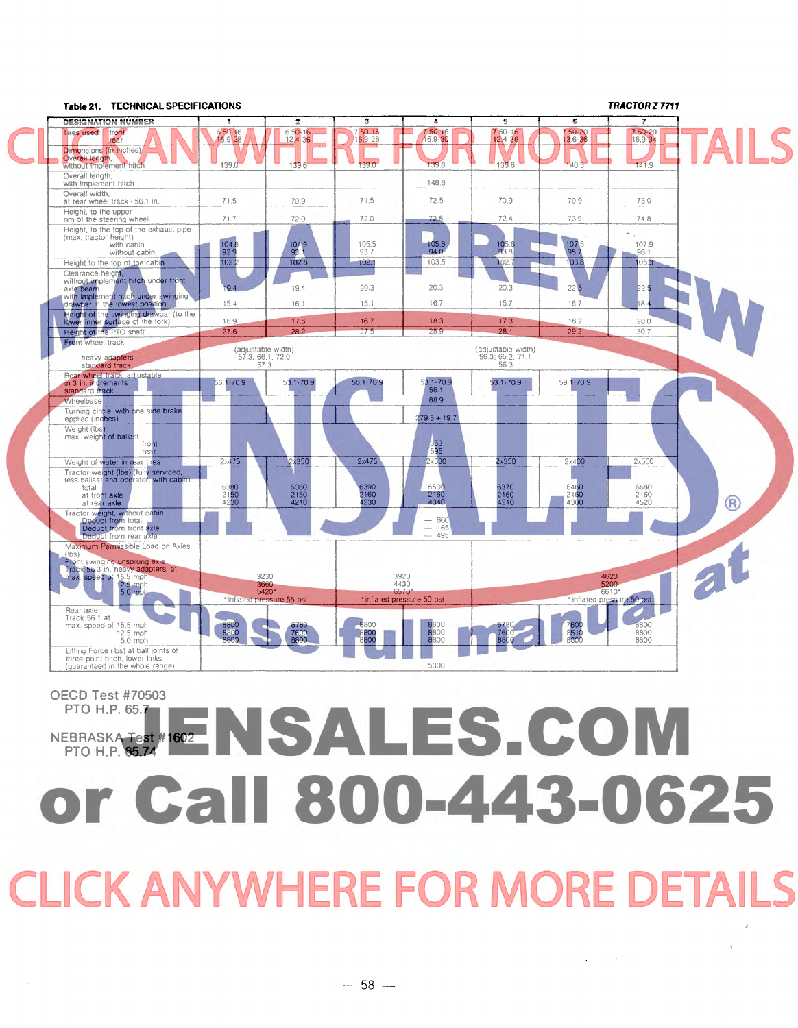**Table 21. TECHNICAL SPECIFICATIONS** — *TRACTOR Z 7711*

| DESIGNATION NUMBER | 1 | 2 | 3 | 4 | 5 | 6 | 7 |
|---|---|---|---|---|---|---|---|
| Tires used: front | 6.50-16 | 6.50-16 | 7.50-16 | 7.50-16 | 7.50-16 | 7.50-20 | 7.50-20 |
| rear | 16.9-28 | 12.4-36 | 16.9-28 | 16.9-30 | 12.4-36 | 13.6-36 | 16.9-34 |
| Dimensions (in inches) Overall length, without implement hitch | 139.0 | 139.6 | 139.0 | 139.8 | 139.6 | 140.5 | 141.9 |
| Overall length, with implement hitch | | | | 148.8 | | | |
| Overall width, at rear wheel track - 56.1 in. | 71.5 | 70.9 | 71.5 | 72.5 | 70.9 | 70.9 | 73.0 |
| Height, to the upper rim of the steering wheel | 71.7 | 72.0 | 72.0 | 72.8 | 72.4 | 73.9 | 74.8 |
| Height, to the top of the exhaust pipe (max. tractor height) with cabin | 104.8 | 104.9 | 105.5 | 105.8 | 105.6 | 107.5 | 107.9 |
| without cabin | 92.9 | 93.1 | 93.7 | 94.0 | 93.8 | 95.7 | 96.1 |
| Height to the top of the cabin | 102.2 | 102.8 | 102.1 | 103.5 | 102.7 | 103.8 | 105.3 |
| Clearance height, without implement hitch under front axle beam | 19.4 | 19.4 | 20.3 | 20.3 | 20.3 | 22.5 | 22.5 |
| with implement hitch under swinging drawbar in the lowest position | 15.4 | 16.1 | 15.1 | 16.7 | 15.7 | 16.7 | 18.4 |
| Height of the swinging drawbar (to the lower inner surface of the fork) | 16.9 | 17.6 | 16.7 | 18.3 | 17.3 | 18.2 | 20.0 |
| Height of the PTO shaft | 27.6 | 28.2 | 27.5 | 28.9 | 28.1 | 29.2 | 30.7 |
| Front wheel track heavy adapters | (adjustable width) 57.3; 66.1; 72.0 | | | | (adjustable width) 56.3; 65.2; 71.1 | | |
| standard track | 57.3 | | | | 56.3 | | |
| Rear wheel track, adjustable in 3 in. increments | 56.1-70.9 | 53.1-70.9 | 56.1-70.9 | 53.1-70.9 | 53.1-70.9 | 59.1-70.9 | |
| standard track | | | | 56.1 | | | |
| Wheelbase | | | | 88.9 | | | |
| Turning circle, with one side brake applied (inches) | | | | 279.5 ± 19.7 | | | |
| Weight (lbs) max. weight of ballast front | | | | 353 | | | |
| rear | | | | 595 | | | |
| Weight of water in rear tires | 2x475 | 2x350 | 2x475 | 2x530 | 2x350 | 2x400 | 2x550 |
| Tractor weight (lbs) (fully serviced, less ballast and operator, with cabin) total | 6380 | 6360 | 6390 | 6500 | 6370 | 6460 | 6680 |
| at front axle | 2150 | 2150 | 2160 | 2160 | 2160 | 2160 | 2160 |
| at rear axle | 4230 | 4210 | 4230 | 4340 | 4210 | 4300 | 4520 |
| Tractor weight, without cabin Deduct from total | | | | — 660 | | | |
| Deduct from front axle | | | | — 165 | | | |
| Deduct from rear axle | | | | — 495 | | | |
| Maximum Permissible Load on Axles (lbs) Front swinging unsprung axle Track 56.3 in. heavy adapters, at max. speed of 15.5 mph | 3230 | | 3920 | | | 4620 | |
| 12.5 mph | 3660 | | 4430 | | | 5200 | |
| 5.0 mph | 5420* | | 6570* | | | 6610* | |
| | *inflated pressure 55 psi | | *inflated pressure 50 psi | | | *inflated pressure 50 psi | |
| Rear axle Track 56.1 at max. speed of 15.5 mph | 8800 | 6780 | 8800 | 8800 | 6780 | 7600 | 8800 |
| 12.5 mph | 8800 | 7600 | 8800 | 8800 | 7600 | 8510 | 8800 |
| 5.0 mph | 8800 | 8800 | 8800 | 8800 | 8800 | 8800 | 8800 |
| Lifting Force (lbs) at ball joints of three-point hitch, lower links (guaranteed in the whole range) | | | | 5300 | | | |

OECD Test #70503
PTO H.P. 65.7

NEBRASKA Test #1602
PTO H.P. 65.74